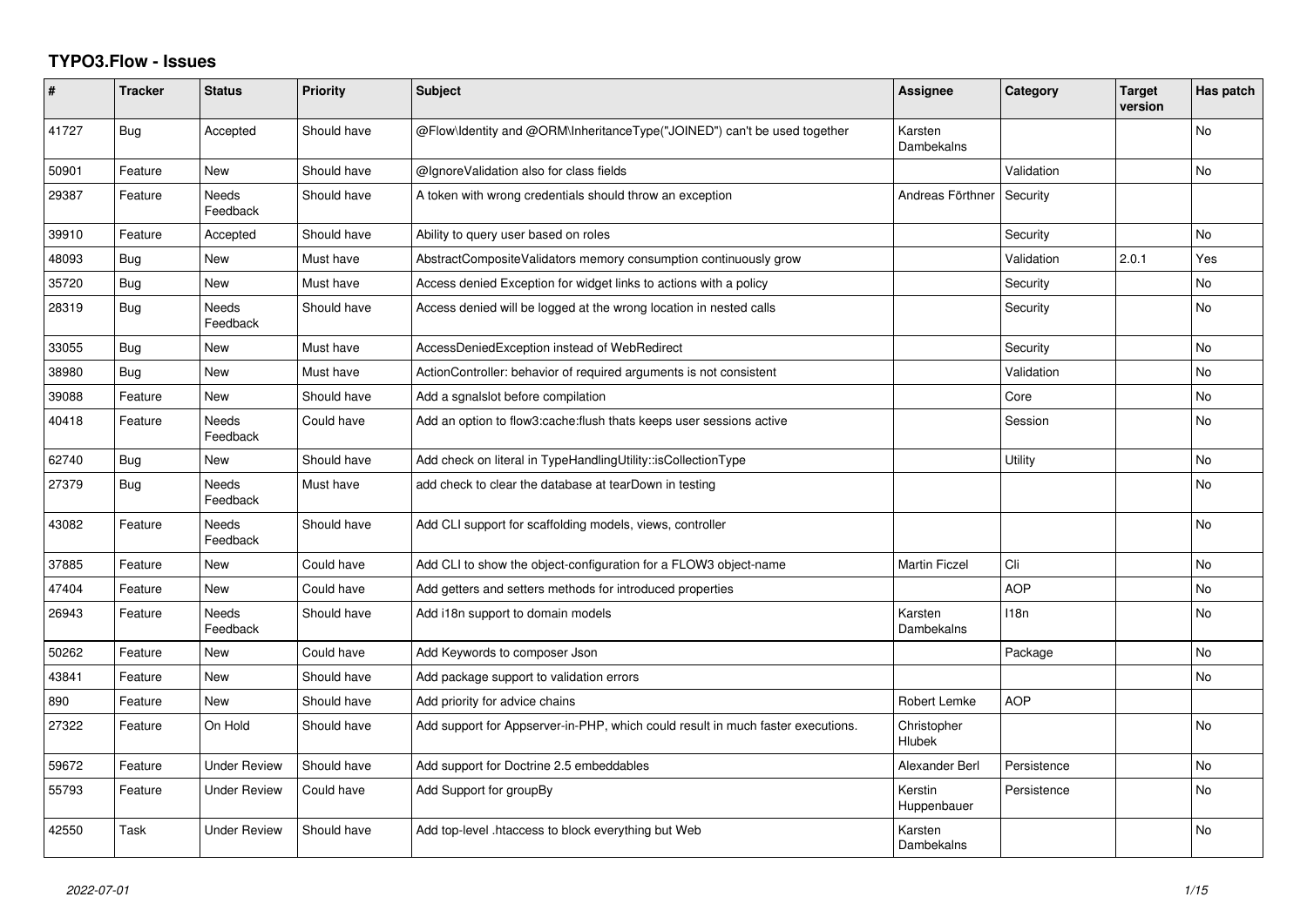# TYPO3.Flow - Issues

| # | Tracker | Status | Priority | Subject | Assignee | Category | Target version | Has patch |
|---|---|---|---|---|---|---|---|---|
| 41727 | Bug | Accepted | Should have | @Flow\Identity and @ORM\InheritanceType("JOINED") can't be used together | Karsten Dambekalns | | | No |
| 50901 | Feature | New | Should have | @IgnoreValidation also for class fields | | Validation | | No |
| 29387 | Feature | Needs Feedback | Should have | A token with wrong credentials should throw an exception | Andreas Förthner | Security | | |
| 39910 | Feature | Accepted | Should have | Ability to query user based on roles | | Security | | No |
| 48093 | Bug | New | Must have | AbstractCompositeValidators memory consumption continuously grow | | Validation | 2.0.1 | Yes |
| 35720 | Bug | New | Must have | Access denied Exception for widget links to actions with a policy | | Security | | No |
| 28319 | Bug | Needs Feedback | Should have | Access denied will be logged at the wrong location in nested calls | | Security | | No |
| 33055 | Bug | New | Must have | AccessDeniedException instead of WebRedirect | | Security | | No |
| 38980 | Bug | New | Must have | ActionController: behavior of required arguments is not consistent | | Validation | | No |
| 39088 | Feature | New | Should have | Add a sgnalslot before compilation | | Core | | No |
| 40418 | Feature | Needs Feedback | Could have | Add an option to flow3:cache:flush thats keeps user sessions active | | Session | | No |
| 62740 | Bug | New | Should have | Add check on literal in TypeHandlingUtility::isCollectionType | | Utility | | No |
| 27379 | Bug | Needs Feedback | Must have | add check to clear the database at tearDown in testing | | | | No |
| 43082 | Feature | Needs Feedback | Should have | Add CLI support for scaffolding models, views, controller | | | | No |
| 37885 | Feature | New | Could have | Add CLI to show the object-configuration for a FLOW3 object-name | Martin Ficzel | Cli | | No |
| 47404 | Feature | New | Could have | Add getters and setters methods for introduced properties | | AOP | | No |
| 26943 | Feature | Needs Feedback | Should have | Add i18n support to domain models | Karsten Dambekalns | I18n | | No |
| 50262 | Feature | New | Could have | Add Keywords to composer Json | | Package | | No |
| 43841 | Feature | New | Should have | Add package support to validation errors | | | | No |
| 890 | Feature | New | Should have | Add priority for advice chains | Robert Lemke | AOP | | |
| 27322 | Feature | On Hold | Should have | Add support for Appserver-in-PHP, which could result in much faster executions. | Christopher Hlubek | | | No |
| 59672 | Feature | Under Review | Should have | Add support for Doctrine 2.5 embeddables | Alexander Berl | Persistence | | No |
| 55793 | Feature | Under Review | Could have | Add Support for groupBy | Kerstin Huppenbauer | Persistence | | No |
| 42550 | Task | Under Review | Should have | Add top-level .htaccess to block everything but Web | Karsten Dambekalns | | | No |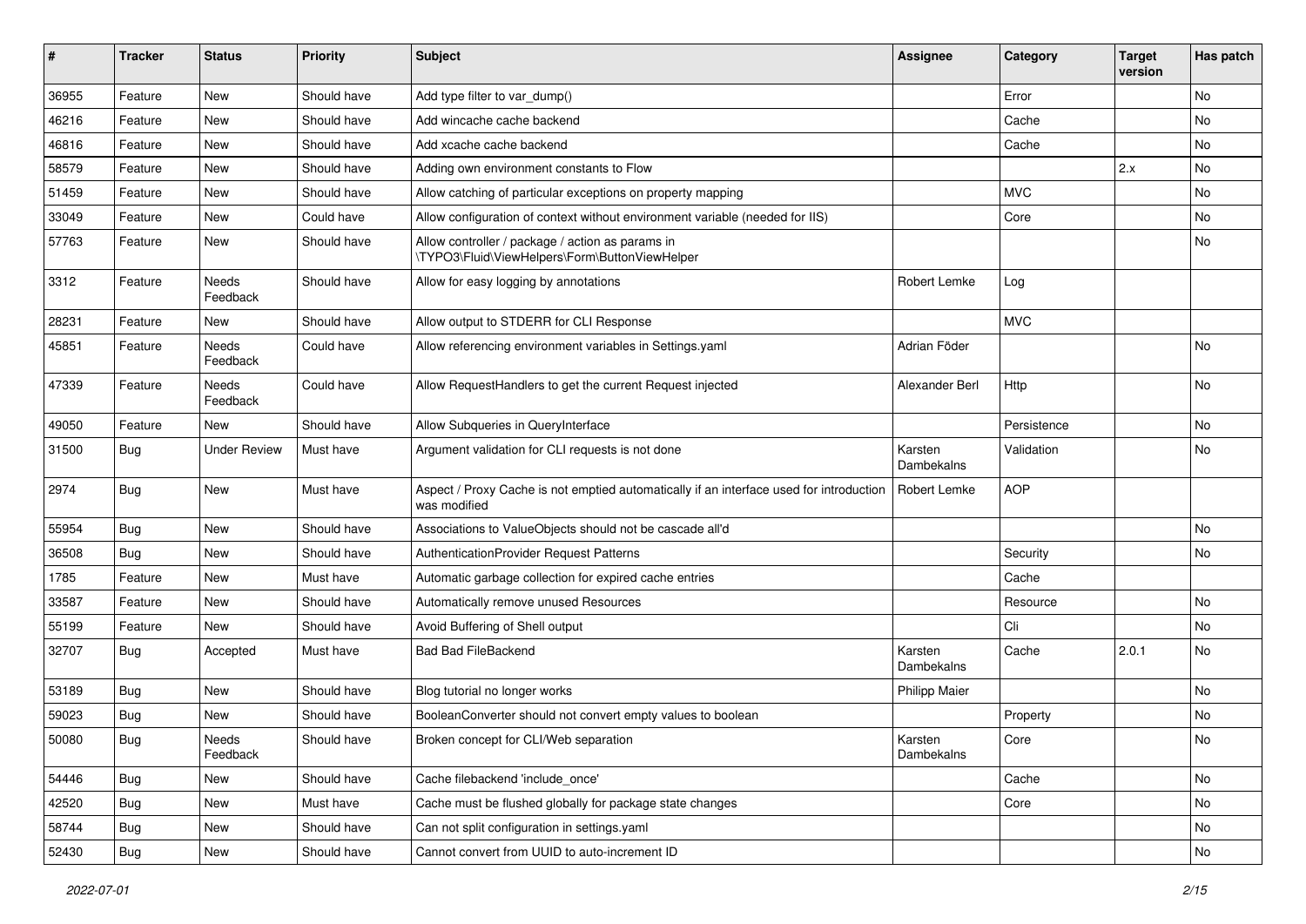| # | Tracker | Status | Priority | Subject | Assignee | Category | Target version | Has patch |
|---|---|---|---|---|---|---|---|---|
| 36955 | Feature | New | Should have | Add type filter to var_dump() | | Error | | No |
| 46216 | Feature | New | Should have | Add wincache cache backend | | Cache | | No |
| 46816 | Feature | New | Should have | Add xcache cache backend | | Cache | | No |
| 58579 | Feature | New | Should have | Adding own environment constants to Flow | | | 2.x | No |
| 51459 | Feature | New | Should have | Allow catching of particular exceptions on property mapping | | MVC | | No |
| 33049 | Feature | New | Could have | Allow configuration of context without environment variable (needed for IIS) | | Core | | No |
| 57763 | Feature | New | Should have | Allow controller / package / action as params in \TYPO3\Fluid\ViewHelpers\Form\ButtonViewHelper | | | | No |
| 3312 | Feature | Needs Feedback | Should have | Allow for easy logging by annotations | Robert Lemke | Log | | |
| 28231 | Feature | New | Should have | Allow output to STDERR for CLI Response | | MVC | | |
| 45851 | Feature | Needs Feedback | Could have | Allow referencing environment variables in Settings.yaml | Adrian Föder | | | No |
| 47339 | Feature | Needs Feedback | Could have | Allow RequestHandlers to get the current Request injected | Alexander Berl | Http | | No |
| 49050 | Feature | New | Should have | Allow Subqueries in QueryInterface | | Persistence | | No |
| 31500 | Bug | Under Review | Must have | Argument validation for CLI requests is not done | Karsten Dambekalns | Validation | | No |
| 2974 | Bug | New | Must have | Aspect / Proxy Cache is not emptied automatically if an interface used for introduction was modified | Robert Lemke | AOP | | |
| 55954 | Bug | New | Should have | Associations to ValueObjects should not be cascade all'd | | | | No |
| 36508 | Bug | New | Should have | AuthenticationProvider Request Patterns | | Security | | No |
| 1785 | Feature | New | Must have | Automatic garbage collection for expired cache entries | | Cache | | |
| 33587 | Feature | New | Should have | Automatically remove unused Resources | | Resource | | No |
| 55199 | Feature | New | Should have | Avoid Buffering of Shell output | | Cli | | No |
| 32707 | Bug | Accepted | Must have | Bad Bad FileBackend | Karsten Dambekalns | Cache | 2.0.1 | No |
| 53189 | Bug | New | Should have | Blog tutorial no longer works | Philipp Maier | | | No |
| 59023 | Bug | New | Should have | BooleanConverter should not convert empty values to boolean | | Property | | No |
| 50080 | Bug | Needs Feedback | Should have | Broken concept for CLI/Web separation | Karsten Dambekalns | Core | | No |
| 54446 | Bug | New | Should have | Cache filebackend 'include_once' | | Cache | | No |
| 42520 | Bug | New | Must have | Cache must be flushed globally for package state changes | | Core | | No |
| 58744 | Bug | New | Should have | Can not split configuration in settings.yaml | | | | No |
| 52430 | Bug | New | Should have | Cannot convert from UUID to auto-increment ID | | | | No |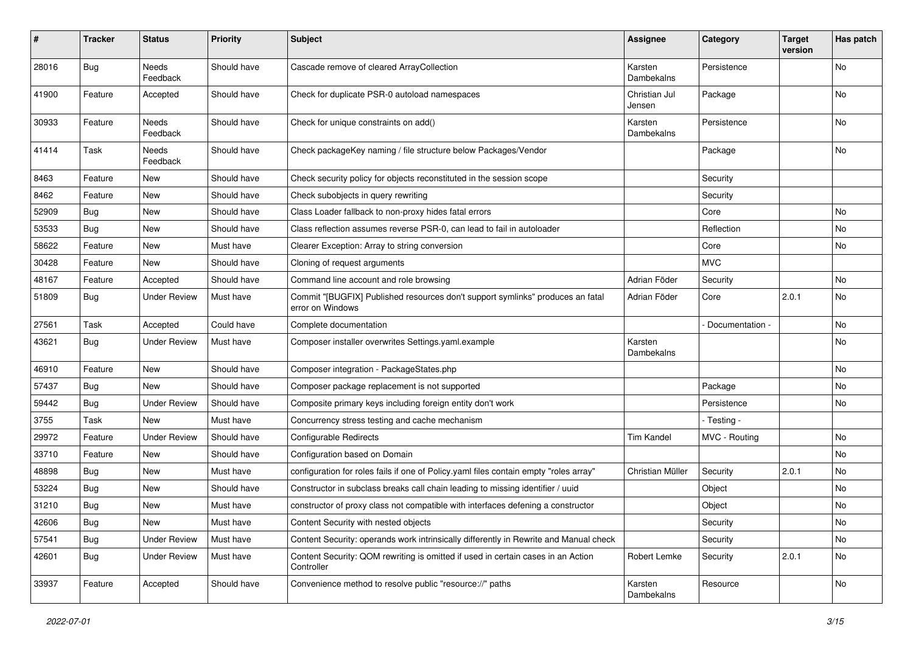| # | Tracker | Status | Priority | Subject | Assignee | Category | Target version | Has patch |
|---|---|---|---|---|---|---|---|---|
| 28016 | Bug | Needs Feedback | Should have | Cascade remove of cleared ArrayCollection | Karsten Dambekalns | Persistence | | No |
| 41900 | Feature | Accepted | Should have | Check for duplicate PSR-0 autoload namespaces | Christian Jul Jensen | Package | | No |
| 30933 | Feature | Needs Feedback | Should have | Check for unique constraints on add() | Karsten Dambekalns | Persistence | | No |
| 41414 | Task | Needs Feedback | Should have | Check packageKey naming / file structure below Packages/Vendor | | Package | | No |
| 8463 | Feature | New | Should have | Check security policy for objects reconstituted in the session scope | | Security | | |
| 8462 | Feature | New | Should have | Check subobjects in query rewriting | | Security | | |
| 52909 | Bug | New | Should have | Class Loader fallback to non-proxy hides fatal errors | | Core | | No |
| 53533 | Bug | New | Should have | Class reflection assumes reverse PSR-0, can lead to fail in autoloader | | Reflection | | No |
| 58622 | Feature | New | Must have | Clearer Exception: Array to string conversion | | Core | | No |
| 30428 | Feature | New | Should have | Cloning of request arguments | | MVC | | |
| 48167 | Feature | Accepted | Should have | Command line account and role browsing | Adrian Föder | Security | | No |
| 51809 | Bug | Under Review | Must have | Commit "[BUGFIX] Published resources don't support symlinks" produces an fatal error on Windows | Adrian Föder | Core | 2.0.1 | No |
| 27561 | Task | Accepted | Could have | Complete documentation | | - Documentation - | | No |
| 43621 | Bug | Under Review | Must have | Composer installer overwrites Settings.yaml.example | Karsten Dambekalns | | | No |
| 46910 | Feature | New | Should have | Composer integration - PackageStates.php | | | | No |
| 57437 | Bug | New | Should have | Composer package replacement is not supported | | Package | | No |
| 59442 | Bug | Under Review | Should have | Composite primary keys including foreign entity don't work | | Persistence | | No |
| 3755 | Task | New | Must have | Concurrency stress testing and cache mechanism | | - Testing - | | |
| 29972 | Feature | Under Review | Should have | Configurable Redirects | Tim Kandel | MVC - Routing | | No |
| 33710 | Feature | New | Should have | Configuration based on Domain | | | | No |
| 48898 | Bug | New | Must have | configuration for roles fails if one of Policy.yaml files contain empty "roles array" | Christian Müller | Security | 2.0.1 | No |
| 53224 | Bug | New | Should have | Constructor in subclass breaks call chain leading to missing identifier / uuid | | Object | | No |
| 31210 | Bug | New | Must have | constructor of proxy class not compatible with interfaces defening a constructor | | Object | | No |
| 42606 | Bug | New | Must have | Content Security with nested objects | | Security | | No |
| 57541 | Bug | Under Review | Must have | Content Security: operands work intrinsically differently in Rewrite and Manual check | | Security | | No |
| 42601 | Bug | Under Review | Must have | Content Security: QOM rewriting is omitted if used in certain cases in an Action Controller | Robert Lemke | Security | 2.0.1 | No |
| 33937 | Feature | Accepted | Should have | Convenience method to resolve public "resource://" paths | Karsten Dambekalns | Resource | | No |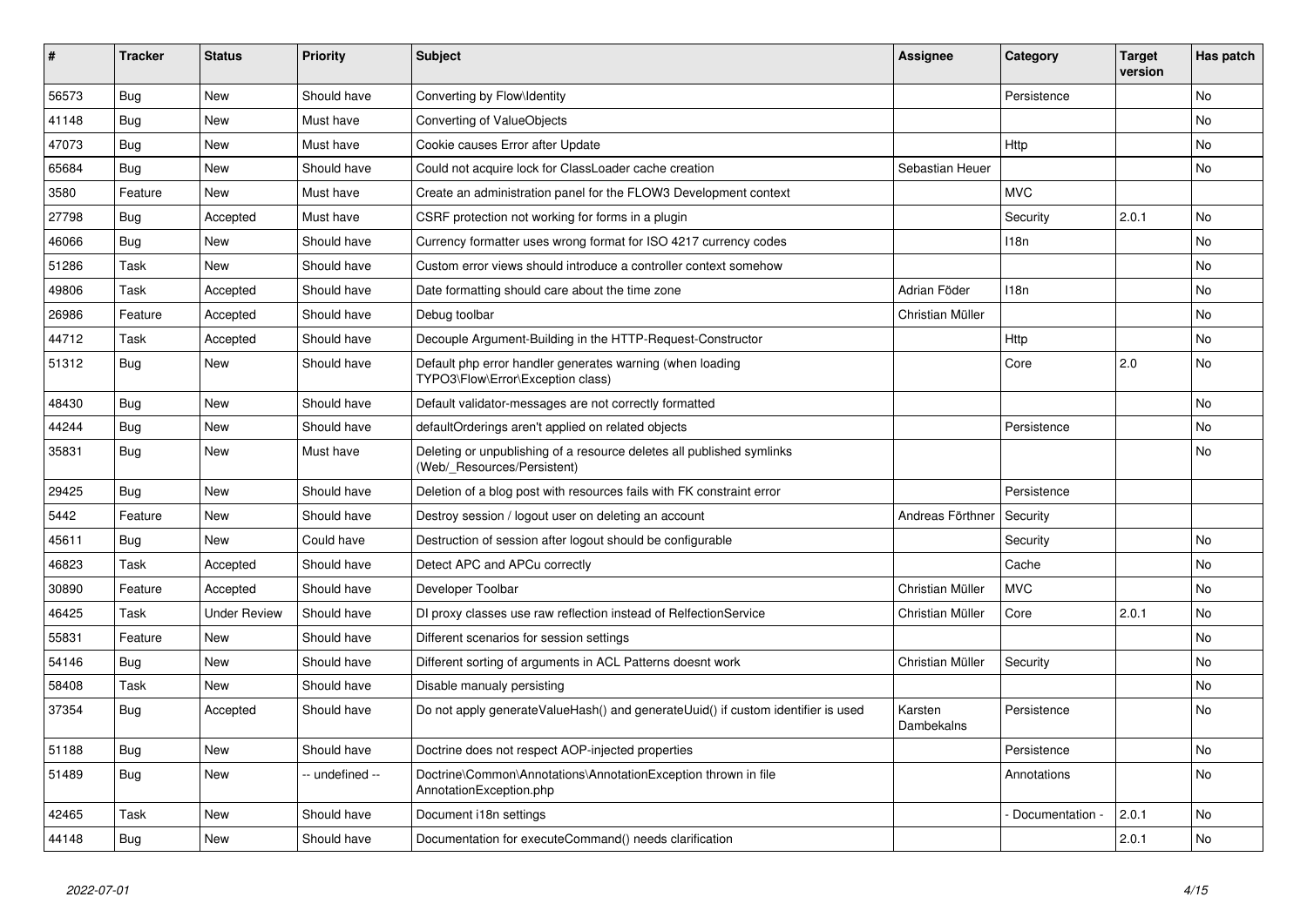| # | Tracker | Status | Priority | Subject | Assignee | Category | Target version | Has patch |
|---|---|---|---|---|---|---|---|---|
| 56573 | Bug | New | Should have | Converting by Flow\Identity | | Persistence | | No |
| 41148 | Bug | New | Must have | Converting of ValueObjects | | | | No |
| 47073 | Bug | New | Must have | Cookie causes Error after Update | | Http | | No |
| 65684 | Bug | New | Should have | Could not acquire lock for ClassLoader cache creation | Sebastian Heuer | | | No |
| 3580 | Feature | New | Must have | Create an administration panel for the FLOW3 Development context | | MVC | | |
| 27798 | Bug | Accepted | Must have | CSRF protection not working for forms in a plugin | | Security | 2.0.1 | No |
| 46066 | Bug | New | Should have | Currency formatter uses wrong format for ISO 4217 currency codes | | I18n | | No |
| 51286 | Task | New | Should have | Custom error views should introduce a controller context somehow | | | | No |
| 49806 | Task | Accepted | Should have | Date formatting should care about the time zone | Adrian Föder | I18n | | No |
| 26986 | Feature | Accepted | Should have | Debug toolbar | Christian Müller | | | No |
| 44712 | Task | Accepted | Should have | Decouple Argument-Building in the HTTP-Request-Constructor | | Http | | No |
| 51312 | Bug | New | Should have | Default php error handler generates warning (when loading TYPO3\Flow\Error\Exception class) | | Core | 2.0 | No |
| 48430 | Bug | New | Should have | Default validator-messages are not correctly formatted | | | | No |
| 44244 | Bug | New | Should have | defaultOrderings aren't applied on related objects | | Persistence | | No |
| 35831 | Bug | New | Must have | Deleting or unpublishing of a resource deletes all published symlinks (Web/_Resources/Persistent) | | | | No |
| 29425 | Bug | New | Should have | Deletion of a blog post with resources fails with FK constraint error | | Persistence | | |
| 5442 | Feature | New | Should have | Destroy session / logout user on deleting an account | Andreas Förthner | Security | | |
| 45611 | Bug | New | Could have | Destruction of session after logout should be configurable | | Security | | No |
| 46823 | Task | Accepted | Should have | Detect APC and APCu correctly | | Cache | | No |
| 30890 | Feature | Accepted | Should have | Developer Toolbar | Christian Müller | MVC | | No |
| 46425 | Task | Under Review | Should have | DI proxy classes use raw reflection instead of RelfectionService | Christian Müller | Core | 2.0.1 | No |
| 55831 | Feature | New | Should have | Different scenarios for session settings | | | | No |
| 54146 | Bug | New | Should have | Different sorting of arguments in ACL Patterns doesnt work | Christian Müller | Security | | No |
| 58408 | Task | New | Should have | Disable manualy persisting | | | | No |
| 37354 | Bug | Accepted | Should have | Do not apply generateValueHash() and generateUuid() if custom identifier is used | Karsten Dambekalns | Persistence | | No |
| 51188 | Bug | New | Should have | Doctrine does not respect AOP-injected properties | | Persistence | | No |
| 51489 | Bug | New | -- undefined -- | Doctrine\Common\Annotations\AnnotationException thrown in file AnnotationException.php | | Annotations | | No |
| 42465 | Task | New | Should have | Document i18n settings | | - Documentation - | 2.0.1 | No |
| 44148 | Bug | New | Should have | Documentation for executeCommand() needs clarification | | | 2.0.1 | No |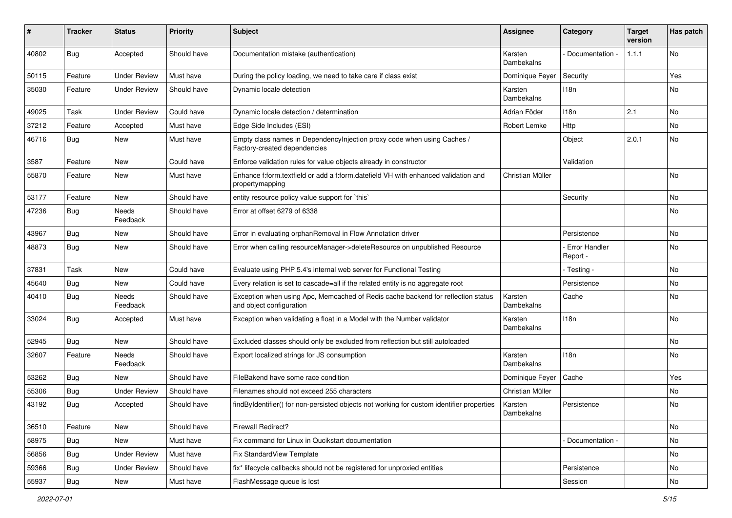| # | Tracker | Status | Priority | Subject | Assignee | Category | Target version | Has patch |
|---|---|---|---|---|---|---|---|---|
| 40802 | Bug | Accepted | Should have | Documentation mistake (authentication) | Karsten Dambekalns | - Documentation - | 1.1.1 | No |
| 50115 | Feature | Under Review | Must have | During the policy loading, we need to take care if class exist | Dominique Feyer | Security | | Yes |
| 35030 | Feature | Under Review | Should have | Dynamic locale detection | Karsten Dambekalns | I18n | | No |
| 49025 | Task | Under Review | Could have | Dynamic locale detection / determination | Adrian Föder | I18n | 2.1 | No |
| 37212 | Feature | Accepted | Must have | Edge Side Includes (ESI) | Robert Lemke | Http | | No |
| 46716 | Bug | New | Must have | Empty class names in DependencyInjection proxy code when using Caches / Factory-created dependencies | | Object | 2.0.1 | No |
| 3587 | Feature | New | Could have | Enforce validation rules for value objects already in constructor | | Validation | | |
| 55870 | Feature | New | Must have | Enhance f:form.textfield or add a f:form.datefield VH with enhanced validation and propertymapping | Christian Müller | | | No |
| 53177 | Feature | New | Should have | entity resource policy value support for `this` | | Security | | No |
| 47236 | Bug | Needs Feedback | Should have | Error at offset 6279 of 6338 | | | | No |
| 43967 | Bug | New | Should have | Error in evaluating orphanRemoval in Flow Annotation driver | | Persistence | | No |
| 48873 | Bug | New | Should have | Error when calling resourceManager->deleteResource on unpublished Resource | | - Error Handler Report - | | No |
| 37831 | Task | New | Could have | Evaluate using PHP 5.4's internal web server for Functional Testing | | - Testing - | | No |
| 45640 | Bug | New | Could have | Every relation is set to cascade=all if the related entity is no aggregate root | | Persistence | | No |
| 40410 | Bug | Needs Feedback | Should have | Exception when using Apc, Memcached of Redis cache backend for reflection status and object configuration | Karsten Dambekalns | Cache | | No |
| 33024 | Bug | Accepted | Must have | Exception when validating a float in a Model with the Number validator | Karsten Dambekalns | I18n | | No |
| 52945 | Bug | New | Should have | Excluded classes should only be excluded from reflection but still autoloaded | | | | No |
| 32607 | Feature | Needs Feedback | Should have | Export localized strings for JS consumption | Karsten Dambekalns | I18n | | No |
| 53262 | Bug | New | Should have | FileBakend have some race condition | Dominique Feyer | Cache | | Yes |
| 55306 | Bug | Under Review | Should have | Filenames should not exceed 255 characters | Christian Müller | | | No |
| 43192 | Bug | Accepted | Should have | findByIdentifier() for non-persisted objects not working for custom identifier properties | Karsten Dambekalns | Persistence | | No |
| 36510 | Feature | New | Should have | Firewall Redirect? | | | | No |
| 58975 | Bug | New | Must have | Fix command for Linux in Qucikstart documentation | | - Documentation - | | No |
| 56856 | Bug | Under Review | Must have | Fix StandardView Template | | | | No |
| 59366 | Bug | Under Review | Should have | fix* lifecycle callbacks should not be registered for unproxied entities | | Persistence | | No |
| 55937 | Bug | New | Must have | FlashMessage queue is lost | | Session | | No |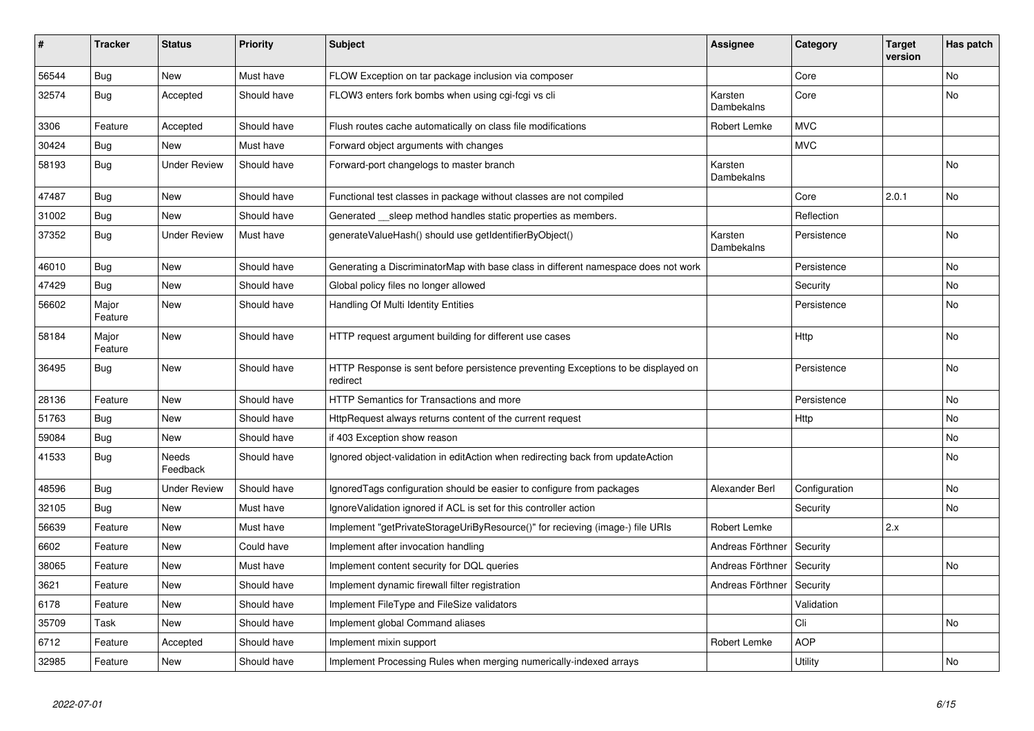| # | Tracker | Status | Priority | Subject | Assignee | Category | Target version | Has patch |
|---|---|---|---|---|---|---|---|---|
| 56544 | Bug | New | Must have | FLOW Exception on tar package inclusion via composer | | Core | | No |
| 32574 | Bug | Accepted | Should have | FLOW3 enters fork bombs when using cgi-fcgi vs cli | Karsten Dambekalns | Core | | No |
| 3306 | Feature | Accepted | Should have | Flush routes cache automatically on class file modifications | Robert Lemke | MVC | | |
| 30424 | Bug | New | Must have | Forward object arguments with changes | | MVC | | |
| 58193 | Bug | Under Review | Should have | Forward-port changelogs to master branch | Karsten Dambekalns | | | No |
| 47487 | Bug | New | Should have | Functional test classes in package without classes are not compiled | | Core | 2.0.1 | No |
| 31002 | Bug | New | Should have | Generated __sleep method handles static properties as members. | | Reflection | | |
| 37352 | Bug | Under Review | Must have | generateValueHash() should use getIdentifierByObject() | Karsten Dambekalns | Persistence | | No |
| 46010 | Bug | New | Should have | Generating a DiscriminatorMap with base class in different namespace does not work | | Persistence | | No |
| 47429 | Bug | New | Should have | Global policy files no longer allowed | | Security | | No |
| 56602 | Major Feature | New | Should have | Handling Of Multi Identity Entities | | Persistence | | No |
| 58184 | Major Feature | New | Should have | HTTP request argument building for different use cases | | Http | | No |
| 36495 | Bug | New | Should have | HTTP Response is sent before persistence preventing Exceptions to be displayed on redirect | | Persistence | | No |
| 28136 | Feature | New | Should have | HTTP Semantics for Transactions and more | | Persistence | | No |
| 51763 | Bug | New | Should have | HttpRequest always returns content of the current request | | Http | | No |
| 59084 | Bug | New | Should have | if 403 Exception show reason | | | | No |
| 41533 | Bug | Needs Feedback | Should have | Ignored object-validation in editAction when redirecting back from updateAction | | | | No |
| 48596 | Bug | Under Review | Should have | IgnoredTags configuration should be easier to configure from packages | Alexander Berl | Configuration | | No |
| 32105 | Bug | New | Must have | IgnoreValidation ignored if ACL is set for this controller action | | Security | | No |
| 56639 | Feature | New | Must have | Implement "getPrivateStorageUriByResource()" for recieving (image-) file URIs | Robert Lemke | | 2.x | |
| 6602 | Feature | New | Could have | Implement after invocation handling | Andreas Förthner | Security | | |
| 38065 | Feature | New | Must have | Implement content security for DQL queries | Andreas Förthner | Security | | No |
| 3621 | Feature | New | Should have | Implement dynamic firewall filter registration | Andreas Förthner | Security | | |
| 6178 | Feature | New | Should have | Implement FileType and FileSize validators | | Validation | | |
| 35709 | Task | New | Should have | Implement global Command aliases | | Cli | | No |
| 6712 | Feature | Accepted | Should have | Implement mixin support | Robert Lemke | AOP | | |
| 32985 | Feature | New | Should have | Implement Processing Rules when merging numerically-indexed arrays | | Utility | | No |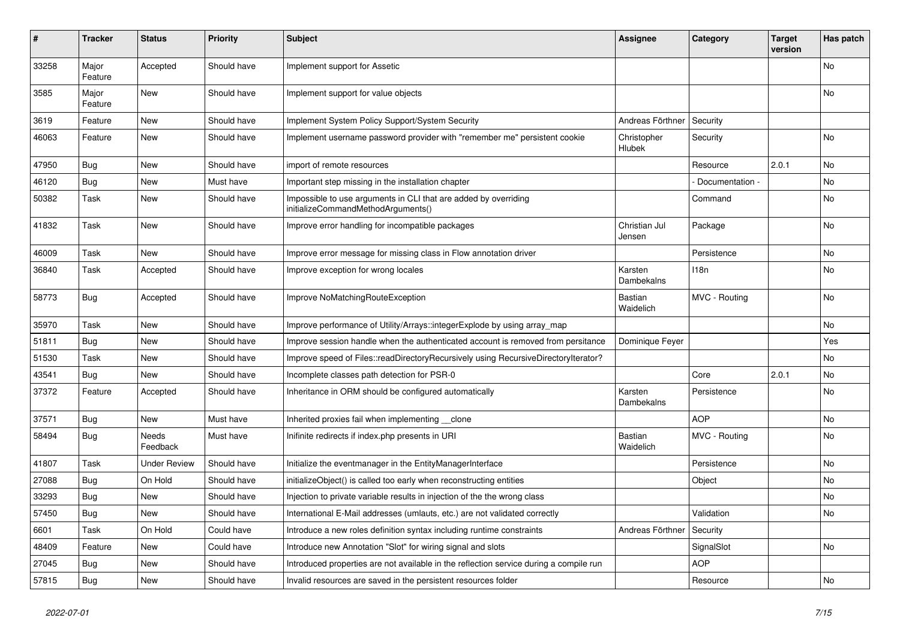| # | Tracker | Status | Priority | Subject | Assignee | Category | Target version | Has patch |
|---|---|---|---|---|---|---|---|---|
| 33258 | Major Feature | Accepted | Should have | Implement support for Assetic | | | | No |
| 3585 | Major Feature | New | Should have | Implement support for value objects | | | | No |
| 3619 | Feature | New | Should have | Implement System Policy Support/System Security | Andreas Förthner | Security | | |
| 46063 | Feature | New | Should have | Implement username password provider with "remember me" persistent cookie | Christopher Hlubek | Security | | No |
| 47950 | Bug | New | Should have | import of remote resources | | Resource | 2.0.1 | No |
| 46120 | Bug | New | Must have | Important step missing in the installation chapter | | - Documentation - | | No |
| 50382 | Task | New | Should have | Impossible to use arguments in CLI that are added by overriding initializeCommandMethodArguments() | | Command | | No |
| 41832 | Task | New | Should have | Improve error handling for incompatible packages | Christian Jul Jensen | Package | | No |
| 46009 | Task | New | Should have | Improve error message for missing class in Flow annotation driver | | Persistence | | No |
| 36840 | Task | Accepted | Should have | Improve exception for wrong locales | Karsten Dambekalns | I18n | | No |
| 58773 | Bug | Accepted | Should have | Improve NoMatchingRouteException | Bastian Waidelich | MVC - Routing | | No |
| 35970 | Task | New | Should have | Improve performance of Utility/Arrays::integerExplode by using array_map | | | | No |
| 51811 | Bug | New | Should have | Improve session handle when the authenticated account is removed from persitance | Dominique Feyer | | | Yes |
| 51530 | Task | New | Should have | Improve speed of Files::readDirectoryRecursively using RecursiveDirectoryIterator? | | | | No |
| 43541 | Bug | New | Should have | Incomplete classes path detection for PSR-0 | | Core | 2.0.1 | No |
| 37372 | Feature | Accepted | Should have | Inheritance in ORM should be configured automatically | Karsten Dambekalns | Persistence | | No |
| 37571 | Bug | New | Must have | Inherited proxies fail when implementing __clone | | AOP | | No |
| 58494 | Bug | Needs Feedback | Must have | Inifinite redirects if index.php presents in URI | Bastian Waidelich | MVC - Routing | | No |
| 41807 | Task | Under Review | Should have | Initialize the eventmanager in the EntityManagerInterface | | Persistence | | No |
| 27088 | Bug | On Hold | Should have | initializeObject() is called too early when reconstructing entities | | Object | | No |
| 33293 | Bug | New | Should have | Injection to private variable results in injection of the the wrong class | | | | No |
| 57450 | Bug | New | Should have | International E-Mail addresses (umlauts, etc.) are not validated correctly | | Validation | | No |
| 6601 | Task | On Hold | Could have | Introduce a new roles definition syntax including runtime constraints | Andreas Förthner | Security | | |
| 48409 | Feature | New | Could have | Introduce new Annotation "Slot" for wiring signal and slots | | SignalSlot | | No |
| 27045 | Bug | New | Should have | Introduced properties are not available in the reflection service during a compile run | | AOP | | |
| 57815 | Bug | New | Should have | Invalid resources are saved in the persistent resources folder | | Resource | | No |

2022-07-01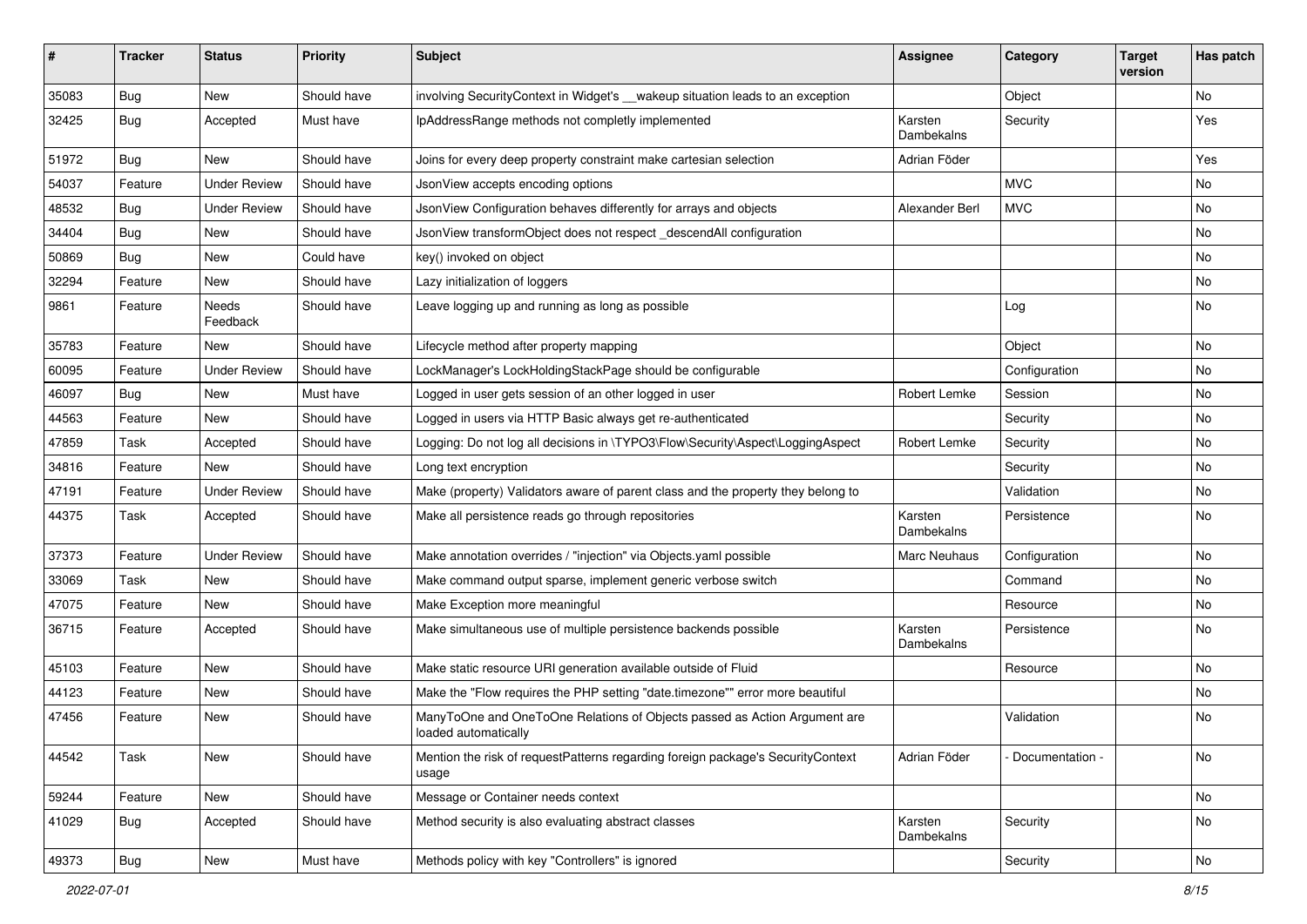| # | Tracker | Status | Priority | Subject | Assignee | Category | Target version | Has patch |
|---|---|---|---|---|---|---|---|---|
| 35083 | Bug | New | Should have | involving SecurityContext in Widget's __wakeup situation leads to an exception | | Object | | No |
| 32425 | Bug | Accepted | Must have | IpAddressRange methods not completly implemented | Karsten Dambekalns | Security | | Yes |
| 51972 | Bug | New | Should have | Joins for every deep property constraint make cartesian selection | Adrian Föder | | | Yes |
| 54037 | Feature | Under Review | Should have | JsonView accepts encoding options | | MVC | | No |
| 48532 | Bug | Under Review | Should have | JsonView Configuration behaves differently for arrays and objects | Alexander Berl | MVC | | No |
| 34404 | Bug | New | Should have | JsonView transformObject does not respect _descendAll configuration | | | | No |
| 50869 | Bug | New | Could have | key() invoked on object | | | | No |
| 32294 | Feature | New | Should have | Lazy initialization of loggers | | | | No |
| 9861 | Feature | Needs Feedback | Should have | Leave logging up and running as long as possible | | Log | | No |
| 35783 | Feature | New | Should have | Lifecycle method after property mapping | | Object | | No |
| 60095 | Feature | Under Review | Should have | LockManager's LockHoldingStackPage should be configurable | | Configuration | | No |
| 46097 | Bug | New | Must have | Logged in user gets session of an other logged in user | Robert Lemke | Session | | No |
| 44563 | Feature | New | Should have | Logged in users via HTTP Basic always get re-authenticated | | Security | | No |
| 47859 | Task | Accepted | Should have | Logging: Do not log all decisions in \TYPO3\Flow\Security\Aspect\LoggingAspect | Robert Lemke | Security | | No |
| 34816 | Feature | New | Should have | Long text encryption | | Security | | No |
| 47191 | Feature | Under Review | Should have | Make (property) Validators aware of parent class and the property they belong to | | Validation | | No |
| 44375 | Task | Accepted | Should have | Make all persistence reads go through repositories | Karsten Dambekalns | Persistence | | No |
| 37373 | Feature | Under Review | Should have | Make annotation overrides / "injection" via Objects.yaml possible | Marc Neuhaus | Configuration | | No |
| 33069 | Task | New | Should have | Make command output sparse, implement generic verbose switch | | Command | | No |
| 47075 | Feature | New | Should have | Make Exception more meaningful | | Resource | | No |
| 36715 | Feature | Accepted | Should have | Make simultaneous use of multiple persistence backends possible | Karsten Dambekalns | Persistence | | No |
| 45103 | Feature | New | Should have | Make static resource URI generation available outside of Fluid | | Resource | | No |
| 44123 | Feature | New | Should have | Make the "Flow requires the PHP setting "date.timezone"" error more beautiful | | | | No |
| 47456 | Feature | New | Should have | ManyToOne and OneToOne Relations of Objects passed as Action Argument are loaded automatically | | Validation | | No |
| 44542 | Task | New | Should have | Mention the risk of requestPatterns regarding foreign package's SecurityContext usage | Adrian Föder | - Documentation - | | No |
| 59244 | Feature | New | Should have | Message or Container needs context | | | | No |
| 41029 | Bug | Accepted | Should have | Method security is also evaluating abstract classes | Karsten Dambekalns | Security | | No |
| 49373 | Bug | New | Must have | Methods policy with key "Controllers" is ignored | | Security | | No |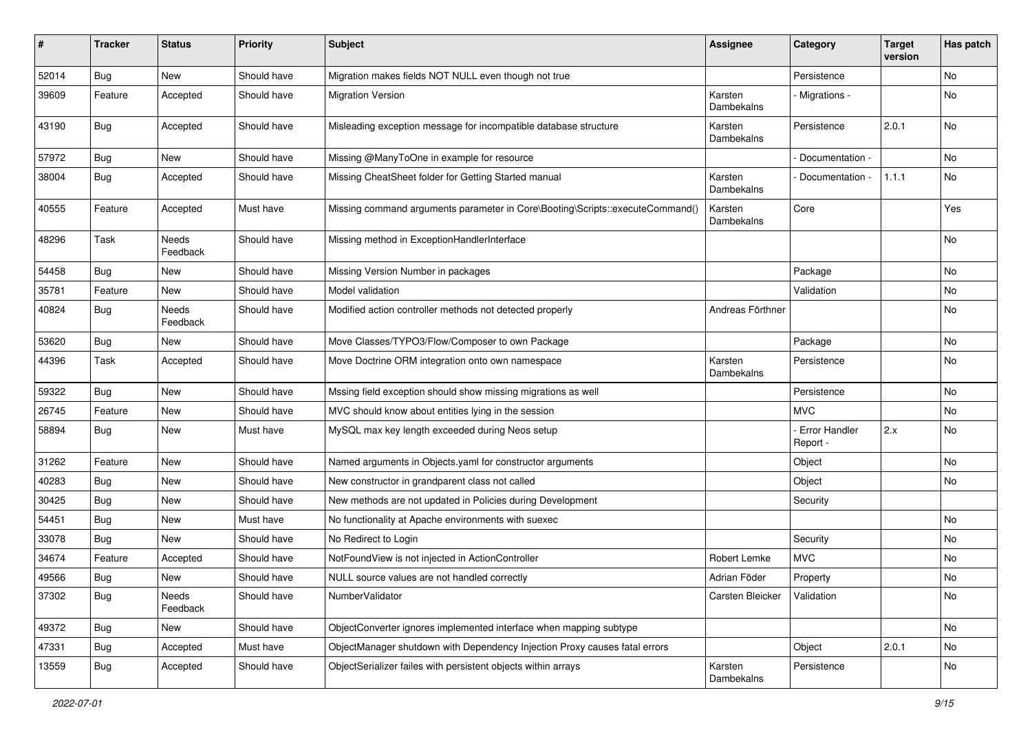| # | Tracker | Status | Priority | Subject | Assignee | Category | Target version | Has patch |
|---|---|---|---|---|---|---|---|---|
| 52014 | Bug | New | Should have | Migration makes fields NOT NULL even though not true | | Persistence | | No |
| 39609 | Feature | Accepted | Should have | Migration Version | Karsten Dambekalns | - Migrations - | | No |
| 43190 | Bug | Accepted | Should have | Misleading exception message for incompatible database structure | Karsten Dambekalns | Persistence | 2.0.1 | No |
| 57972 | Bug | New | Should have | Missing @ManyToOne in example for resource | | - Documentation - | | No |
| 38004 | Bug | Accepted | Should have | Missing CheatSheet folder for Getting Started manual | Karsten Dambekalns | - Documentation - | 1.1.1 | No |
| 40555 | Feature | Accepted | Must have | Missing command arguments parameter in Core\Booting\Scripts::executeCommand() | Karsten Dambekalns | Core | | Yes |
| 48296 | Task | Needs Feedback | Should have | Missing method in ExceptionHandlerInterface | | | | No |
| 54458 | Bug | New | Should have | Missing Version Number in packages | | Package | | No |
| 35781 | Feature | New | Should have | Model validation | | Validation | | No |
| 40824 | Bug | Needs Feedback | Should have | Modified action controller methods not detected properly | Andreas Förthner | | | No |
| 53620 | Bug | New | Should have | Move Classes/TYPO3/Flow/Composer to own Package | | Package | | No |
| 44396 | Task | Accepted | Should have | Move Doctrine ORM integration onto own namespace | Karsten Dambekalns | Persistence | | No |
| 59322 | Bug | New | Should have | Mssing field exception should show missing migrations as well | | Persistence | | No |
| 26745 | Feature | New | Should have | MVC should know about entities lying in the session | | MVC | | No |
| 58894 | Bug | New | Must have | MySQL max key length exceeded during Neos setup | | - Error Handler Report - | 2.x | No |
| 31262 | Feature | New | Should have | Named arguments in Objects.yaml for constructor arguments | | Object | | No |
| 40283 | Bug | New | Should have | New constructor in grandparent class not called | | Object | | No |
| 30425 | Bug | New | Should have | New methods are not updated in Policies during Development | | Security | | |
| 54451 | Bug | New | Must have | No functionality at Apache environments with suexec | | | | No |
| 33078 | Bug | New | Should have | No Redirect to Login | | Security | | No |
| 34674 | Feature | Accepted | Should have | NotFoundView is not injected in ActionController | Robert Lemke | MVC | | No |
| 49566 | Bug | New | Should have | NULL source values are not handled correctly | Adrian Föder | Property | | No |
| 37302 | Bug | Needs Feedback | Should have | NumberValidator | Carsten Bleicker | Validation | | No |
| 49372 | Bug | New | Should have | ObjectConverter ignores implemented interface when mapping subtype | | | | No |
| 47331 | Bug | Accepted | Must have | ObjectManager shutdown with Dependency Injection Proxy causes fatal errors | | Object | 2.0.1 | No |
| 13559 | Bug | Accepted | Should have | ObjectSerializer failes with persistent objects within arrays | Karsten Dambekalns | Persistence | | No |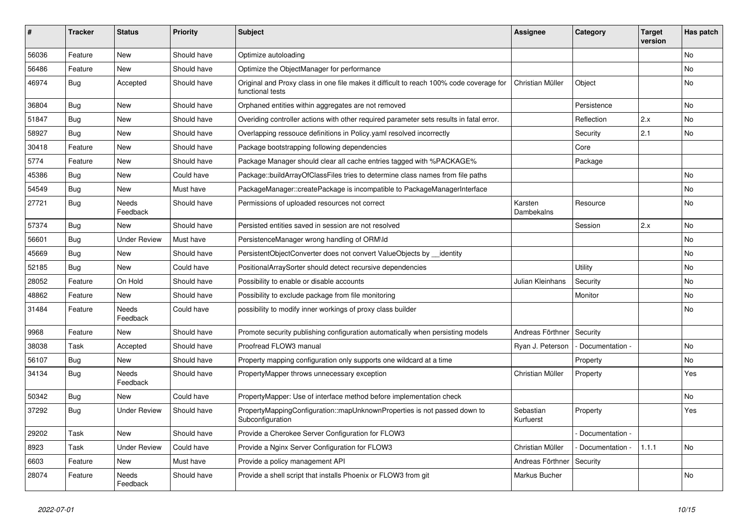| # | Tracker | Status | Priority | Subject | Assignee | Category | Target version | Has patch |
|---|---|---|---|---|---|---|---|---|
| 56036 | Feature | New | Should have | Optimize autoloading | | | | No |
| 56486 | Feature | New | Should have | Optimize the ObjectManager for performance | | | | No |
| 46974 | Bug | Accepted | Should have | Original and Proxy class in one file makes it difficult to reach 100% code coverage for functional tests | Christian Müller | Object | | No |
| 36804 | Bug | New | Should have | Orphaned entities within aggregates are not removed | | Persistence | | No |
| 51847 | Bug | New | Should have | Overiding controller actions with other required parameter sets results in fatal error. | | Reflection | 2.x | No |
| 58927 | Bug | New | Should have | Overlapping ressouce definitions in Policy.yaml resolved incorrectly | | Security | 2.1 | No |
| 30418 | Feature | New | Should have | Package bootstrapping following dependencies | | Core | | |
| 5774 | Feature | New | Should have | Package Manager should clear all cache entries tagged with %PACKAGE% | | Package | | |
| 45386 | Bug | New | Could have | Package::buildArrayOfClassFiles tries to determine class names from file paths | | | | No |
| 54549 | Bug | New | Must have | PackageManager::createPackage is incompatible to PackageManagerInterface | | | | No |
| 27721 | Bug | Needs Feedback | Should have | Permissions of uploaded resources not correct | Karsten Dambekalns | Resource | | No |
| 57374 | Bug | New | Should have | Persisted entities saved in session are not resolved | | Session | 2.x | No |
| 56601 | Bug | Under Review | Must have | PersistenceManager wrong handling of ORM\Id | | | | No |
| 45669 | Bug | New | Should have | PersistentObjectConverter does not convert ValueObjects by __identity | | | | No |
| 52185 | Bug | New | Could have | PositionalArraySorter should detect recursive dependencies | | Utility | | No |
| 28052 | Feature | On Hold | Should have | Possibility to enable or disable accounts | Julian Kleinhans | Security | | No |
| 48862 | Feature | New | Should have | Possibility to exclude package from file monitoring | | Monitor | | No |
| 31484 | Feature | Needs Feedback | Could have | possibility to modify inner workings of proxy class builder | | | | No |
| 9968 | Feature | New | Should have | Promote security publishing configuration automatically when persisting models | Andreas Förthner | Security | | |
| 38038 | Task | Accepted | Should have | Proofread FLOW3 manual | Ryan J. Peterson | - Documentation - | | No |
| 56107 | Bug | New | Should have | Property mapping configuration only supports one wildcard at a time | | Property | | No |
| 34134 | Bug | Needs Feedback | Should have | PropertyMapper throws unnecessary exception | Christian Müller | Property | | Yes |
| 50342 | Bug | New | Could have | PropertyMapper: Use of interface method before implementation check | | | | No |
| 37292 | Bug | Under Review | Should have | PropertyMappingConfiguration::mapUnknownProperties is not passed down to Subconfiguration | Sebastian Kurfuerst | Property | | Yes |
| 29202 | Task | New | Should have | Provide a Cherokee Server Configuration for FLOW3 | | - Documentation - | | |
| 8923 | Task | Under Review | Could have | Provide a Nginx Server Configuration for FLOW3 | Christian Müller | - Documentation - | 1.1.1 | No |
| 6603 | Feature | New | Must have | Provide a policy management API | Andreas Förthner | Security | | |
| 28074 | Feature | Needs Feedback | Should have | Provide a shell script that installs Phoenix or FLOW3 from git | Markus Bucher | | | No |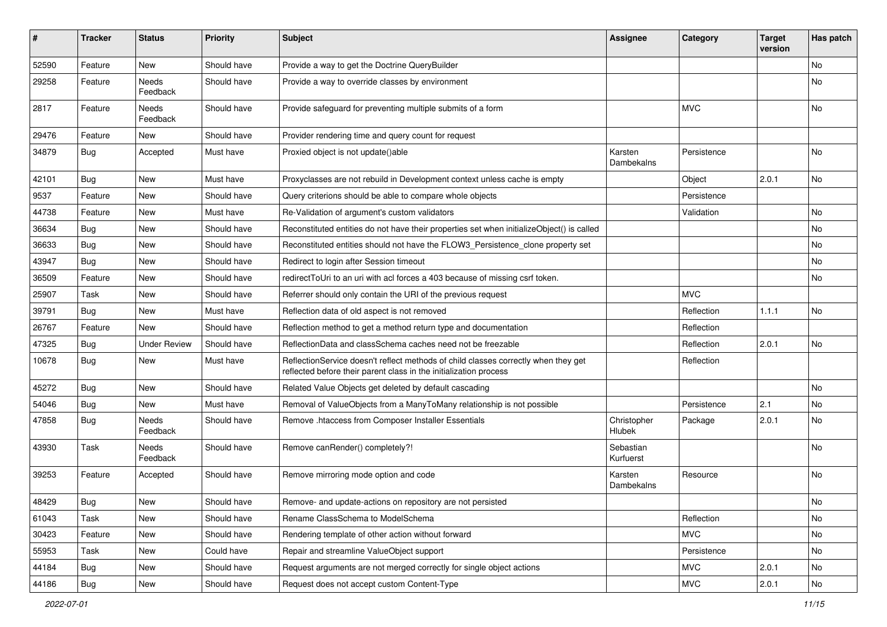| # | Tracker | Status | Priority | Subject | Assignee | Category | Target version | Has patch |
|---|---|---|---|---|---|---|---|---|
| 52590 | Feature | New | Should have | Provide a way to get the Doctrine QueryBuilder | | | | No |
| 29258 | Feature | Needs Feedback | Should have | Provide a way to override classes by environment | | | | No |
| 2817 | Feature | Needs Feedback | Should have | Provide safeguard for preventing multiple submits of a form | | MVC | | No |
| 29476 | Feature | New | Should have | Provider rendering time and query count for request | | | | |
| 34879 | Bug | Accepted | Must have | Proxied object is not update()able | Karsten Dambekalns | Persistence | | No |
| 42101 | Bug | New | Must have | Proxyclasses are not rebuild in Development context unless cache is empty | | Object | 2.0.1 | No |
| 9537 | Feature | New | Should have | Query criterions should be able to compare whole objects | | Persistence | | |
| 44738 | Feature | New | Must have | Re-Validation of argument's custom validators | | Validation | | No |
| 36634 | Bug | New | Should have | Reconstituted entities do not have their properties set when initializeObject() is called | | | | No |
| 36633 | Bug | New | Should have | Reconstituted entities should not have the FLOW3_Persistence_clone property set | | | | No |
| 43947 | Bug | New | Should have | Redirect to login after Session timeout | | | | No |
| 36509 | Feature | New | Should have | redirectToUri to an uri with acl forces a 403 because of missing csrf token. | | | | No |
| 25907 | Task | New | Should have | Referrer should only contain the URI of the previous request | | MVC | | |
| 39791 | Bug | New | Must have | Reflection data of old aspect is not removed | | Reflection | 1.1.1 | No |
| 26767 | Feature | New | Should have | Reflection method to get a method return type and documentation | | Reflection | | |
| 47325 | Bug | Under Review | Should have | ReflectionData and classSchema caches need not be freezable | | Reflection | 2.0.1 | No |
| 10678 | Bug | New | Must have | ReflectionService doesn't reflect methods of child classes correctly when they get reflected before their parent class in the initialization process | | Reflection | | |
| 45272 | Bug | New | Should have | Related Value Objects get deleted by default cascading | | | | No |
| 54046 | Bug | New | Must have | Removal of ValueObjects from a ManyToMany relationship is not possible | | Persistence | 2.1 | No |
| 47858 | Bug | Needs Feedback | Should have | Remove .htaccess from Composer Installer Essentials | Christopher Hlubek | Package | 2.0.1 | No |
| 43930 | Task | Needs Feedback | Should have | Remove canRender() completely?! | Sebastian Kurfuerst | | | No |
| 39253 | Feature | Accepted | Should have | Remove mirroring mode option and code | Karsten Dambekalns | Resource | | No |
| 48429 | Bug | New | Should have | Remove- and update-actions on repository are not persisted | | | | No |
| 61043 | Task | New | Should have | Rename ClassSchema to ModelSchema | | Reflection | | No |
| 30423 | Feature | New | Should have | Rendering template of other action without forward | | MVC | | No |
| 55953 | Task | New | Could have | Repair and streamline ValueObject support | | Persistence | | No |
| 44184 | Bug | New | Should have | Request arguments are not merged correctly for single object actions | | MVC | 2.0.1 | No |
| 44186 | Bug | New | Should have | Request does not accept custom Content-Type | | MVC | 2.0.1 | No |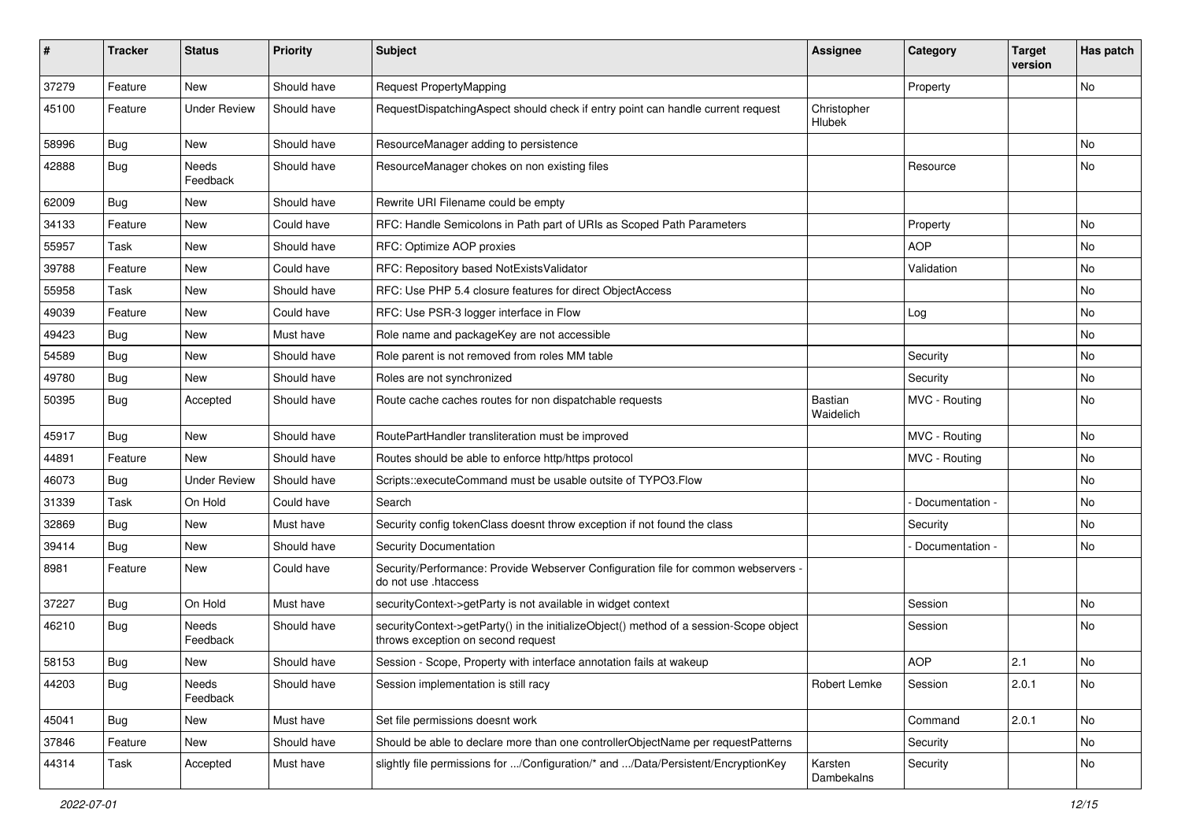| # | Tracker | Status | Priority | Subject | Assignee | Category | Target version | Has patch |
|---|---|---|---|---|---|---|---|---|
| 37279 | Feature | New | Should have | Request PropertyMapping | | Property | | No |
| 45100 | Feature | Under Review | Should have | RequestDispatchingAspect should check if entry point can handle current request | Christopher Hlubek | | | |
| 58996 | Bug | New | Should have | ResourceManager adding to persistence | | | | No |
| 42888 | Bug | Needs Feedback | Should have | ResourceManager chokes on non existing files | | Resource | | No |
| 62009 | Bug | New | Should have | Rewrite URI Filename could be empty | | | | |
| 34133 | Feature | New | Could have | RFC: Handle Semicolons in Path part of URIs as Scoped Path Parameters | | Property | | No |
| 55957 | Task | New | Should have | RFC: Optimize AOP proxies | | AOP | | No |
| 39788 | Feature | New | Could have | RFC: Repository based NotExistsValidator | | Validation | | No |
| 55958 | Task | New | Should have | RFC: Use PHP 5.4 closure features for direct ObjectAccess | | | | No |
| 49039 | Feature | New | Could have | RFC: Use PSR-3 logger interface in Flow | | Log | | No |
| 49423 | Bug | New | Must have | Role name and packageKey are not accessible | | | | No |
| 54589 | Bug | New | Should have | Role parent is not removed from roles MM table | | Security | | No |
| 49780 | Bug | New | Should have | Roles are not synchronized | | Security | | No |
| 50395 | Bug | Accepted | Should have | Route cache caches routes for non dispatchable requests | Bastian Waidelich | MVC - Routing | | No |
| 45917 | Bug | New | Should have | RoutePartHandler transliteration must be improved | | MVC - Routing | | No |
| 44891 | Feature | New | Should have | Routes should be able to enforce http/https protocol | | MVC - Routing | | No |
| 46073 | Bug | Under Review | Should have | Scripts::executeCommand must be usable outsite of TYPO3.Flow | | | | No |
| 31339 | Task | On Hold | Could have | Search | | - Documentation - | | No |
| 32869 | Bug | New | Must have | Security config tokenClass doesnt throw exception if not found the class | | Security | | No |
| 39414 | Bug | New | Should have | Security Documentation | | - Documentation - | | No |
| 8981 | Feature | New | Could have | Security/Performance: Provide Webserver Configuration file for common webservers - do not use .htaccess | | | | |
| 37227 | Bug | On Hold | Must have | securityContext->getParty is not available in widget context | | Session | | No |
| 46210 | Bug | Needs Feedback | Should have | securityContext->getParty() in the initializeObject() method of a session-Scope object throws exception on second request | | Session | | No |
| 58153 | Bug | New | Should have | Session - Scope, Property with interface annotation fails at wakeup | | AOP | 2.1 | No |
| 44203 | Bug | Needs Feedback | Should have | Session implementation is still racy | Robert Lemke | Session | 2.0.1 | No |
| 45041 | Bug | New | Must have | Set file permissions doesnt work | | Command | 2.0.1 | No |
| 37846 | Feature | New | Should have | Should be able to declare more than one controllerObjectName per requestPatterns | | Security | | No |
| 44314 | Task | Accepted | Must have | slightly file permissions for .../Configuration/* and .../Data/Persistent/EncryptionKey | Karsten Dambekalns | Security | | No |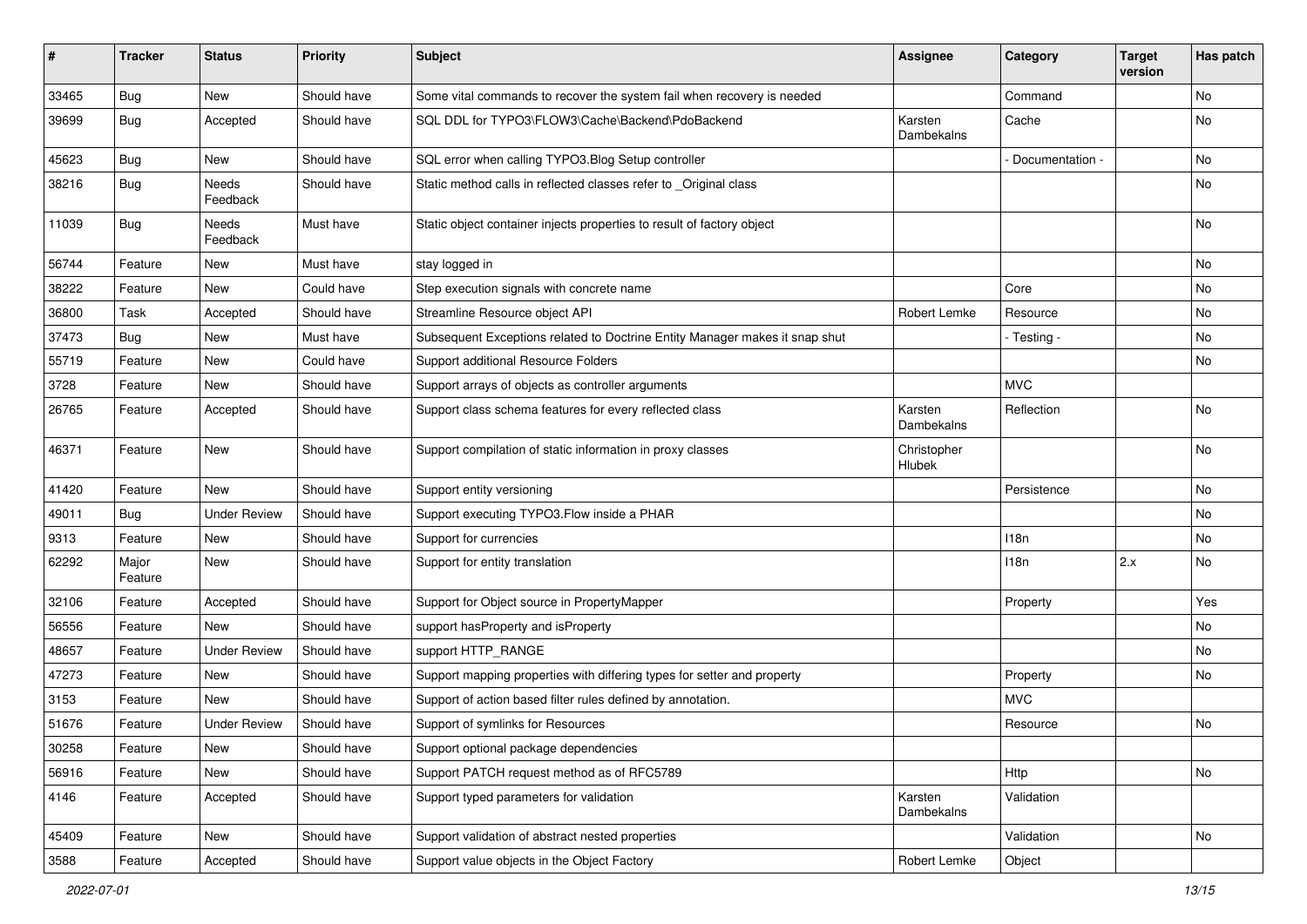| # | Tracker | Status | Priority | Subject | Assignee | Category | Target version | Has patch |
|---|---|---|---|---|---|---|---|---|
| 33465 | Bug | New | Should have | Some vital commands to recover the system fail when recovery is needed | | Command | | No |
| 39699 | Bug | Accepted | Should have | SQL DDL for TYPO3\FLOW3\Cache\Backend\PdoBackend | Karsten Dambekalns | Cache | | No |
| 45623 | Bug | New | Should have | SQL error when calling TYPO3.Blog Setup controller | | - Documentation - | | No |
| 38216 | Bug | Needs Feedback | Should have | Static method calls in reflected classes refer to _Original class | | | | No |
| 11039 | Bug | Needs Feedback | Must have | Static object container injects properties to result of factory object | | | | No |
| 56744 | Feature | New | Must have | stay logged in | | | | No |
| 38222 | Feature | New | Could have | Step execution signals with concrete name | | Core | | No |
| 36800 | Task | Accepted | Should have | Streamline Resource object API | Robert Lemke | Resource | | No |
| 37473 | Bug | New | Must have | Subsequent Exceptions related to Doctrine Entity Manager makes it snap shut | | - Testing - | | No |
| 55719 | Feature | New | Could have | Support additional Resource Folders | | | | No |
| 3728 | Feature | New | Should have | Support arrays of objects as controller arguments | | MVC | | |
| 26765 | Feature | Accepted | Should have | Support class schema features for every reflected class | Karsten Dambekalns | Reflection | | No |
| 46371 | Feature | New | Should have | Support compilation of static information in proxy classes | Christopher Hlubek | | | No |
| 41420 | Feature | New | Should have | Support entity versioning | | Persistence | | No |
| 49011 | Bug | Under Review | Should have | Support executing TYPO3.Flow inside a PHAR | | | | No |
| 9313 | Feature | New | Should have | Support for currencies | | I18n | | No |
| 62292 | Major Feature | New | Should have | Support for entity translation | | I18n | 2.x | No |
| 32106 | Feature | Accepted | Should have | Support for Object source in PropertyMapper | | Property | | Yes |
| 56556 | Feature | New | Should have | support hasProperty and isProperty | | | | No |
| 48657 | Feature | Under Review | Should have | support HTTP_RANGE | | | | No |
| 47273 | Feature | New | Should have | Support mapping properties with differing types for setter and property | | Property | | No |
| 3153 | Feature | New | Should have | Support of action based filter rules defined by annotation. | | MVC | | |
| 51676 | Feature | Under Review | Should have | Support of symlinks for Resources | | Resource | | No |
| 30258 | Feature | New | Should have | Support optional package dependencies | | | | |
| 56916 | Feature | New | Should have | Support PATCH request method as of RFC5789 | | Http | | No |
| 4146 | Feature | Accepted | Should have | Support typed parameters for validation | Karsten Dambekalns | Validation | | |
| 45409 | Feature | New | Should have | Support validation of abstract nested properties | | Validation | | No |
| 3588 | Feature | Accepted | Should have | Support value objects in the Object Factory | Robert Lemke | Object | | |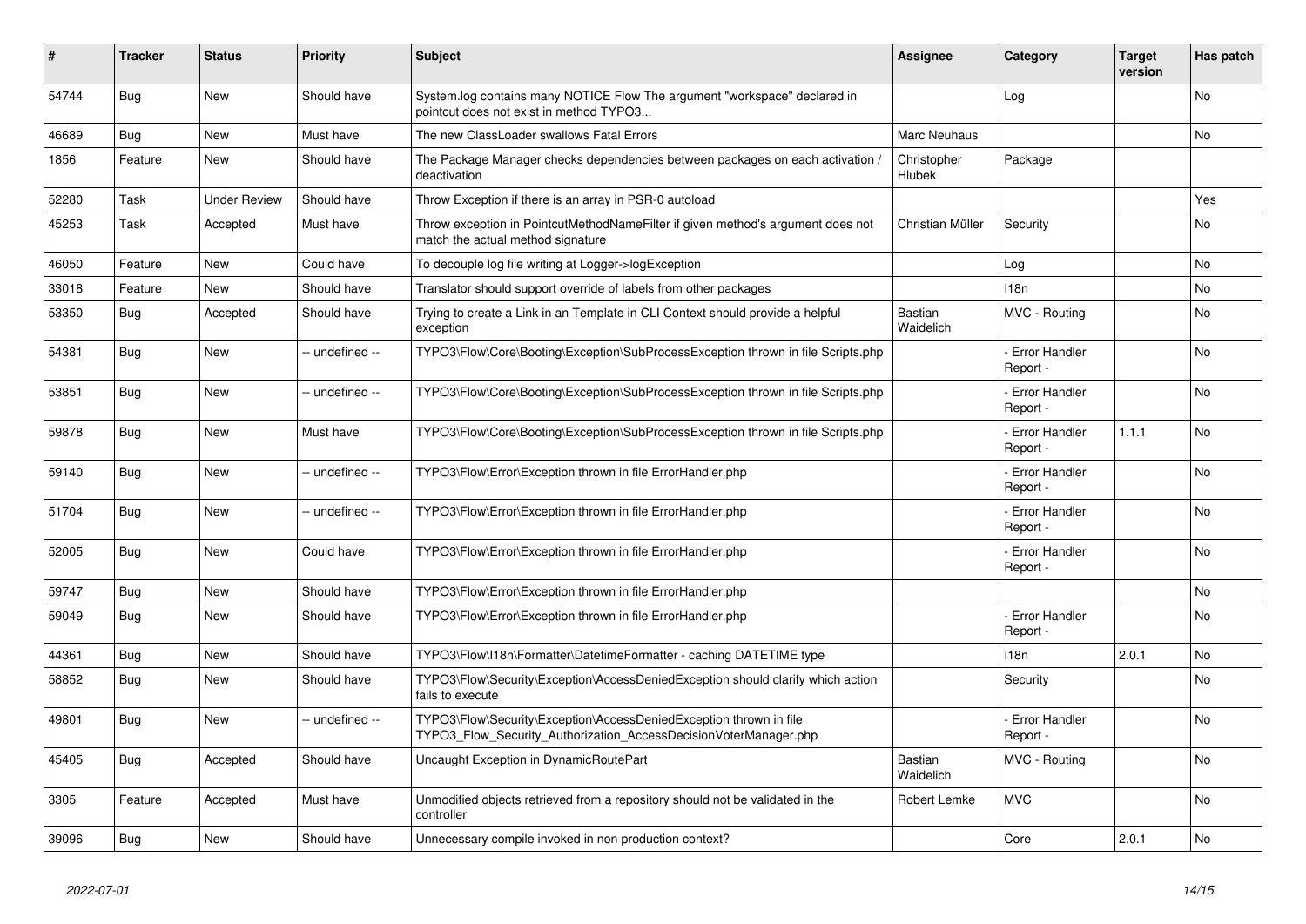| # | Tracker | Status | Priority | Subject | Assignee | Category | Target version | Has patch |
|---|---|---|---|---|---|---|---|---|
| 54744 | Bug | New | Should have | System.log contains many NOTICE Flow The argument "workspace" declared in pointcut does not exist in method TYPO3... | | Log | | No |
| 46689 | Bug | New | Must have | The new ClassLoader swallows Fatal Errors | Marc Neuhaus | | | No |
| 1856 | Feature | New | Should have | The Package Manager checks dependencies between packages on each activation / deactivation | Christopher Hlubek | Package | | |
| 52280 | Task | Under Review | Should have | Throw Exception if there is an array in PSR-0 autoload | | | | Yes |
| 45253 | Task | Accepted | Must have | Throw exception in PointcutMethodNameFilter if given method's argument does not match the actual method signature | Christian Müller | Security | | No |
| 46050 | Feature | New | Could have | To decouple log file writing at Logger->logException | | Log | | No |
| 33018 | Feature | New | Should have | Translator should support override of labels from other packages | | I18n | | No |
| 53350 | Bug | Accepted | Should have | Trying to create a Link in an Template in CLI Context should provide a helpful exception | Bastian Waidelich | MVC - Routing | | No |
| 54381 | Bug | New | -- undefined -- | TYPO3\Flow\Core\Booting\Exception\SubProcessException thrown in file Scripts.php | | - Error Handler Report - | | No |
| 53851 | Bug | New | -- undefined -- | TYPO3\Flow\Core\Booting\Exception\SubProcessException thrown in file Scripts.php | | - Error Handler Report - | | No |
| 59878 | Bug | New | Must have | TYPO3\Flow\Core\Booting\Exception\SubProcessException thrown in file Scripts.php | | - Error Handler Report - | 1.1.1 | No |
| 59140 | Bug | New | -- undefined -- | TYPO3\Flow\Error\Exception thrown in file ErrorHandler.php | | - Error Handler Report - | | No |
| 51704 | Bug | New | -- undefined -- | TYPO3\Flow\Error\Exception thrown in file ErrorHandler.php | | - Error Handler Report - | | No |
| 52005 | Bug | New | Could have | TYPO3\Flow\Error\Exception thrown in file ErrorHandler.php | | - Error Handler Report - | | No |
| 59747 | Bug | New | Should have | TYPO3\Flow\Error\Exception thrown in file ErrorHandler.php | | | | No |
| 59049 | Bug | New | Should have | TYPO3\Flow\Error\Exception thrown in file ErrorHandler.php | | - Error Handler Report - | | No |
| 44361 | Bug | New | Should have | TYPO3\Flow\I18n\Formatter\DatetimeFormatter - caching DATETIME type | | I18n | 2.0.1 | No |
| 58852 | Bug | New | Should have | TYPO3\Flow\Security\Exception\AccessDeniedException should clarify which action fails to execute | | Security | | No |
| 49801 | Bug | New | -- undefined -- | TYPO3\Flow\Security\Exception\AccessDeniedException thrown in file TYPO3_Flow_Security_Authorization_AccessDecisionVoterManager.php | | - Error Handler Report - | | No |
| 45405 | Bug | Accepted | Should have | Uncaught Exception in DynamicRoutePart | Bastian Waidelich | MVC - Routing | | No |
| 3305 | Feature | Accepted | Must have | Unmodified objects retrieved from a repository should not be validated in the controller | Robert Lemke | MVC | | No |
| 39096 | Bug | New | Should have | Unnecessary compile invoked in non production context? | | Core | 2.0.1 | No |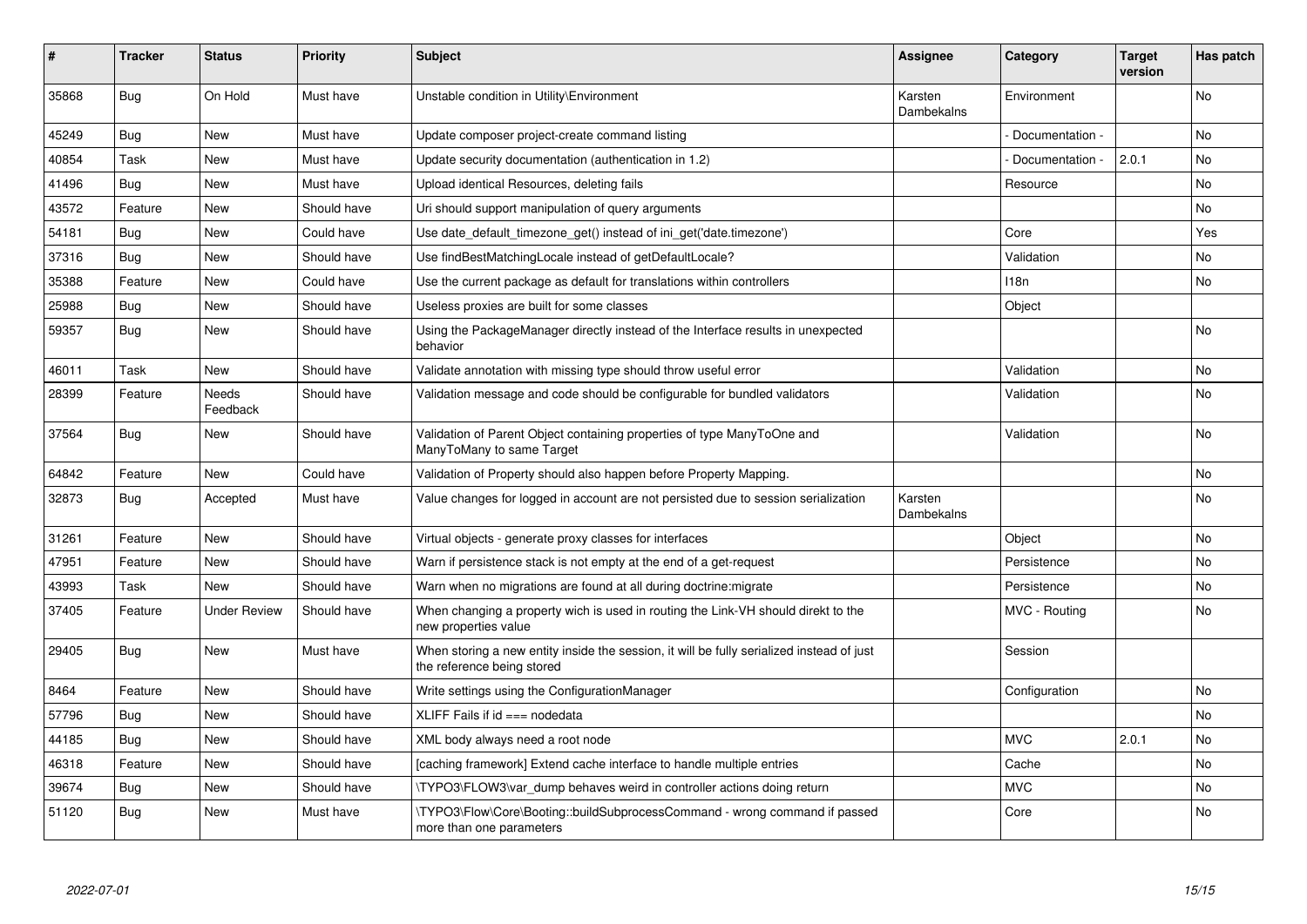| # | Tracker | Status | Priority | Subject | Assignee | Category | Target version | Has patch |
|---|---|---|---|---|---|---|---|---|
| 35868 | Bug | On Hold | Must have | Unstable condition in Utility\Environment | Karsten Dambekalns | Environment | | No |
| 45249 | Bug | New | Must have | Update composer project-create command listing | | - Documentation - | | No |
| 40854 | Task | New | Must have | Update security documentation (authentication in 1.2) | | - Documentation - | 2.0.1 | No |
| 41496 | Bug | New | Must have | Upload identical Resources, deleting fails | | Resource | | No |
| 43572 | Feature | New | Should have | Uri should support manipulation of query arguments | | | | No |
| 54181 | Bug | New | Could have | Use date_default_timezone_get() instead of ini_get('date.timezone') | | Core | | Yes |
| 37316 | Bug | New | Should have | Use findBestMatchingLocale instead of getDefaultLocale? | | Validation | | No |
| 35388 | Feature | New | Could have | Use the current package as default for translations within controllers | | I18n | | No |
| 25988 | Bug | New | Should have | Useless proxies are built for some classes | | Object | | |
| 59357 | Bug | New | Should have | Using the PackageManager directly instead of the Interface results in unexpected behavior | | | | No |
| 46011 | Task | New | Should have | Validate annotation with missing type should throw useful error | | Validation | | No |
| 28399 | Feature | Needs Feedback | Should have | Validation message and code should be configurable for bundled validators | | Validation | | No |
| 37564 | Bug | New | Should have | Validation of Parent Object containing properties of type ManyToOne and ManyToMany to same Target | | Validation | | No |
| 64842 | Feature | New | Could have | Validation of Property should also happen before Property Mapping. | | | | No |
| 32873 | Bug | Accepted | Must have | Value changes for logged in account are not persisted due to session serialization | Karsten Dambekalns | | | No |
| 31261 | Feature | New | Should have | Virtual objects - generate proxy classes for interfaces | | Object | | No |
| 47951 | Feature | New | Should have | Warn if persistence stack is not empty at the end of a get-request | | Persistence | | No |
| 43993 | Task | New | Should have | Warn when no migrations are found at all during doctrine:migrate | | Persistence | | No |
| 37405 | Feature | Under Review | Should have | When changing a property wich is used in routing the Link-VH should direkt to the new properties value | | MVC - Routing | | No |
| 29405 | Bug | New | Must have | When storing a new entity inside the session, it will be fully serialized instead of just the reference being stored | | Session | | |
| 8464 | Feature | New | Should have | Write settings using the ConfigurationManager | | Configuration | | No |
| 57796 | Bug | New | Should have | XLIFF Fails if id === nodedata | | | | No |
| 44185 | Bug | New | Should have | XML body always need a root node | | MVC | 2.0.1 | No |
| 46318 | Feature | New | Should have | [caching framework] Extend cache interface to handle multiple entries | | Cache | | No |
| 39674 | Bug | New | Should have | \TYPO3\FLOW3\var_dump behaves weird in controller actions doing return | | MVC | | No |
| 51120 | Bug | New | Must have | \TYPO3\Flow\Core\Booting::buildSubprocessCommand - wrong command if passed more than one parameters | | Core | | No |